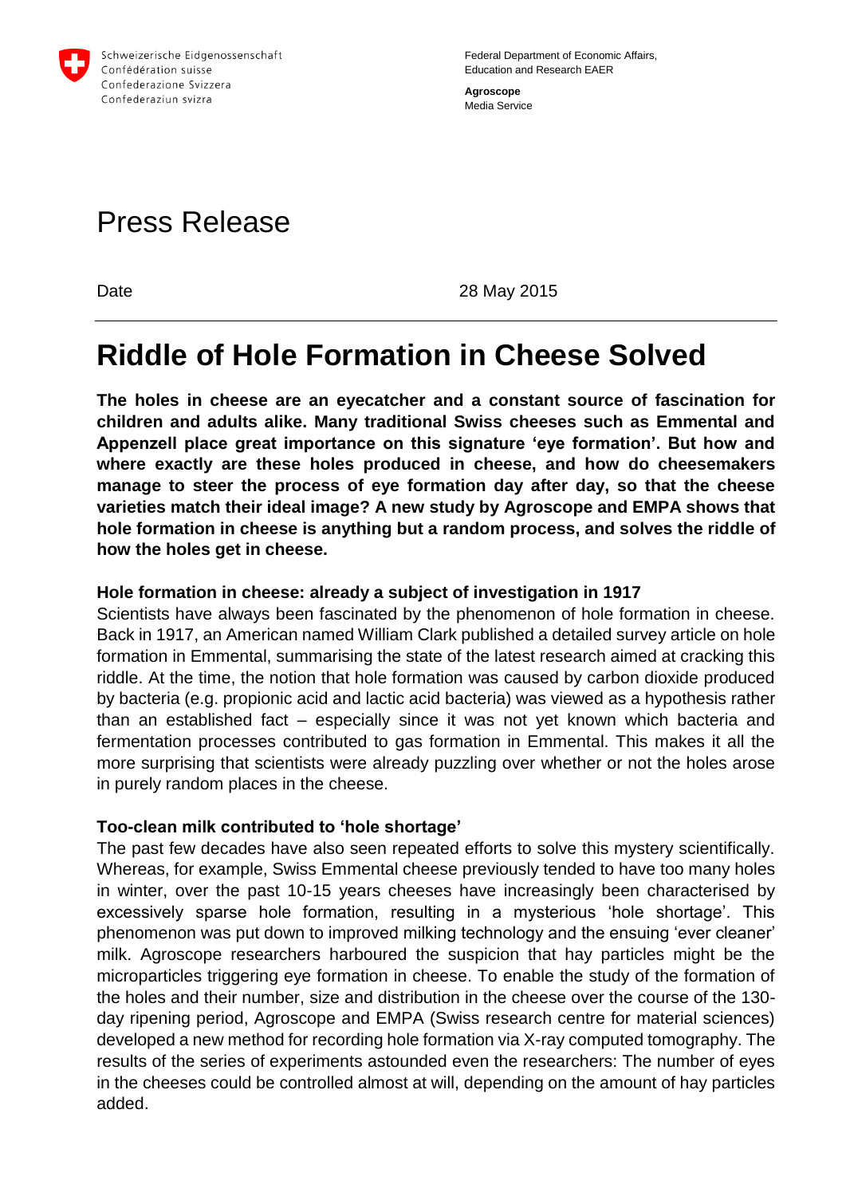Schweizerische Eidgenossenschaft
Confédération suisse
Confederazione Svizzera
Confederaziun svizra

Federal Department of Economic Affairs, Education and Research EAER

**Agroscope**
Media Service

# Press Release

Date 28 May 2015

# Riddle of Hole Formation in Cheese Solved

**The holes in cheese are an eyecatcher and a constant source of fascination for children and adults alike. Many traditional Swiss cheeses such as Emmental and Appenzell place great importance on this signature 'eye formation'. But how and where exactly are these holes produced in cheese, and how do cheesemakers manage to steer the process of eye formation day after day, so that the cheese varieties match their ideal image? A new study by Agroscope and EMPA shows that hole formation in cheese is anything but a random process, and solves the riddle of how the holes get in cheese.**

### Hole formation in cheese: already a subject of investigation in 1917

Scientists have always been fascinated by the phenomenon of hole formation in cheese. Back in 1917, an American named William Clark published a detailed survey article on hole formation in Emmental, summarising the state of the latest research aimed at cracking this riddle. At the time, the notion that hole formation was caused by carbon dioxide produced by bacteria (e.g. propionic acid and lactic acid bacteria) was viewed as a hypothesis rather than an established fact – especially since it was not yet known which bacteria and fermentation processes contributed to gas formation in Emmental. This makes it all the more surprising that scientists were already puzzling over whether or not the holes arose in purely random places in the cheese.

### Too-clean milk contributed to 'hole shortage'

The past few decades have also seen repeated efforts to solve this mystery scientifically. Whereas, for example, Swiss Emmental cheese previously tended to have too many holes in winter, over the past 10-15 years cheeses have increasingly been characterised by excessively sparse hole formation, resulting in a mysterious 'hole shortage'. This phenomenon was put down to improved milking technology and the ensuing 'ever cleaner' milk. Agroscope researchers harboured the suspicion that hay particles might be the microparticles triggering eye formation in cheese. To enable the study of the formation of the holes and their number, size and distribution in the cheese over the course of the 130-day ripening period, Agroscope and EMPA (Swiss research centre for material sciences) developed a new method for recording hole formation via X-ray computed tomography. The results of the series of experiments astounded even the researchers: The number of eyes in the cheeses could be controlled almost at will, depending on the amount of hay particles added.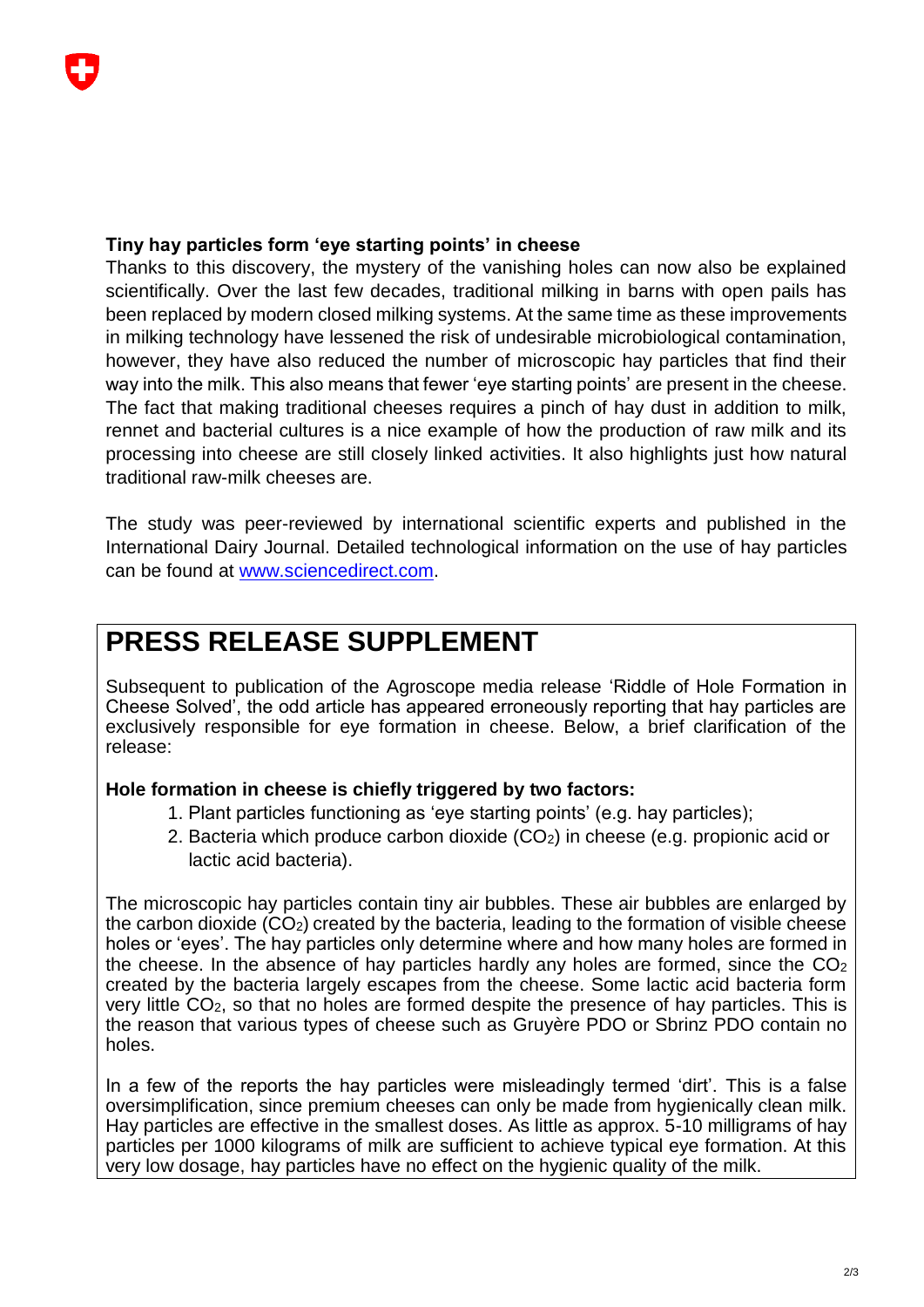**Tiny hay particles form ‘eye starting points’ in cheese**

Thanks to this discovery, the mystery of the vanishing holes can now also be explained scientifically. Over the last few decades, traditional milking in barns with open pails has been replaced by modern closed milking systems. At the same time as these improvements in milking technology have lessened the risk of undesirable microbiological contamination, however, they have also reduced the number of microscopic hay particles that find their way into the milk. This also means that fewer ‘eye starting points’ are present in the cheese. The fact that making traditional cheeses requires a pinch of hay dust in addition to milk, rennet and bacterial cultures is a nice example of how the production of raw milk and its processing into cheese are still closely linked activities. It also highlights just how natural traditional raw-milk cheeses are.

The study was peer-reviewed by international scientific experts and published in the International Dairy Journal. Detailed technological information on the use of hay particles can be found at www.sciencedirect.com.

# PRESS RELEASE SUPPLEMENT

Subsequent to publication of the Agroscope media release ‘Riddle of Hole Formation in Cheese Solved’, the odd article has appeared erroneously reporting that hay particles are exclusively responsible for eye formation in cheese. Below, a brief clarification of the release:

**Hole formation in cheese is chiefly triggered by two factors:**

1. Plant particles functioning as ‘eye starting points’ (e.g. hay particles);
2. Bacteria which produce carbon dioxide ($CO_2$) in cheese (e.g. propionic acid or lactic acid bacteria).

The microscopic hay particles contain tiny air bubbles. These air bubbles are enlarged by the carbon dioxide ($CO_2$) created by the bacteria, leading to the formation of visible cheese holes or ‘eyes’. The hay particles only determine where and how many holes are formed in the cheese. In the absence of hay particles hardly any holes are formed, since the $CO_2$ created by the bacteria largely escapes from the cheese. Some lactic acid bacteria form very little $CO_2$, so that no holes are formed despite the presence of hay particles. This is the reason that various types of cheese such as Gruyère PDO or Sbrinz PDO contain no holes.

In a few of the reports the hay particles were misleadingly termed ‘dirt’. This is a false oversimplification, since premium cheeses can only be made from hygienically clean milk. Hay particles are effective in the smallest doses. As little as approx. 5-10 milligrams of hay particles per 1000 kilograms of milk are sufficient to achieve typical eye formation. At this very low dosage, hay particles have no effect on the hygienic quality of the milk.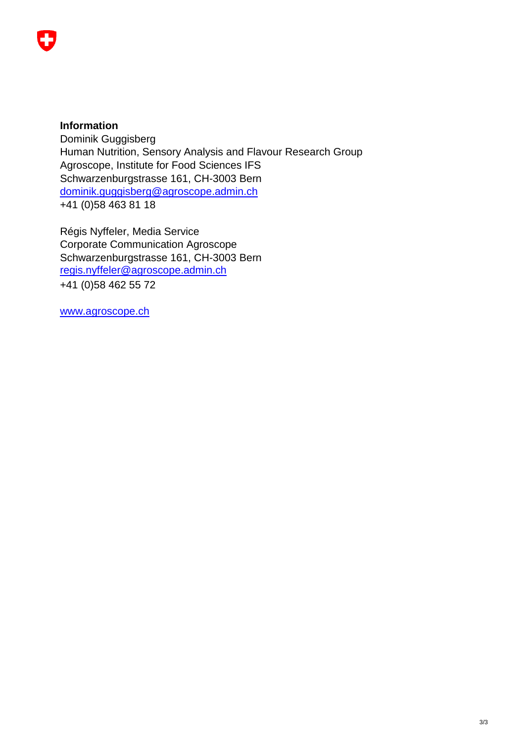**Information**
Dominik Guggisberg
Human Nutrition, Sensory Analysis and Flavour Research Group
Agroscope, Institute for Food Sciences IFS
Schwarzenburgstrasse 161, CH-3003 Bern
dominik.guggisberg@agroscope.admin.ch
+41 (0)58 463 81 18

Régis Nyffeler, Media Service
Corporate Communication Agroscope
Schwarzenburgstrasse 161, CH-3003 Bern
regis.nyffeler@agroscope.admin.ch
+41 (0)58 462 55 72

www.agroscope.ch